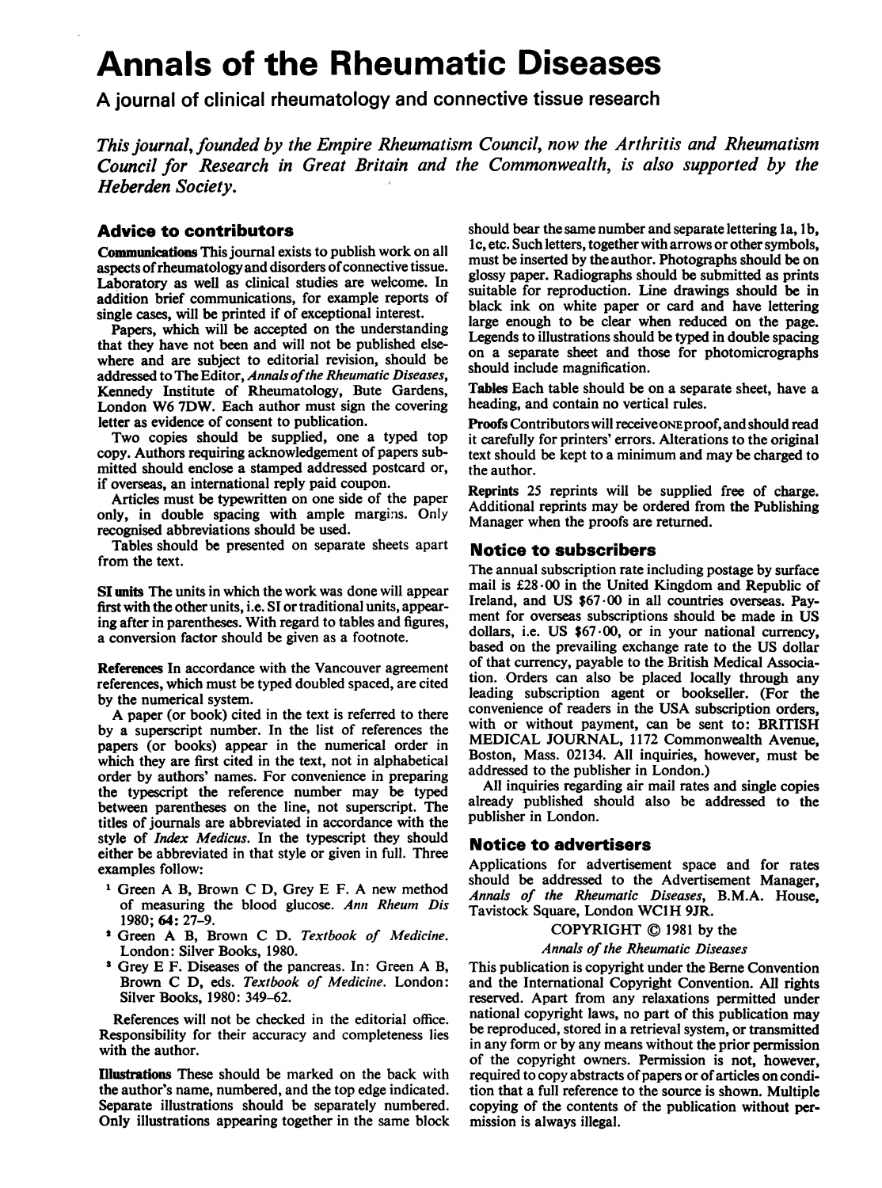# Annals of the Rheumatic Diseases

## A journal of clinical rheumatology and connective tissue research

*This journal, founded by the Empire Rheumatism Council, now the Arthritis and Rheumatism Council for Research in Great Britain and the Commonwealth, is also supported by the Heberden Society.*

### Advice to contributors

**Communications** This journal exists to publish work on all aspects of rheumatology and disorders of connective tissue. Laboratory as well as clinical studies are welcome. In addition brief communications, for example reports of single cases, will be printed if of exceptional interest.

Papers, which will be accepted on the understanding that they have not been and will not be published elsewhere and are subject to editorial revision, should be addressed to The Editor, *Annals of the Rheumatic Diseases*, Kennedy Institute of Rheumatology, Bute Gardens, London W6 7DW. Each author must sign the covering letter as evidence of consent to publication.

Two copies should be supplied, one a typed top copy. Authors requiring acknowledgement of papers submitted should enclose a stamped addressed postcard or, if overseas, an international reply paid coupon.

Articles must be typewritten on one side of the paper only, in double spacing with ample margins. Only recognised abbreviations should be used.

Tables should be presented on separate sheets apart from the text.

**SI units** The units in which the work was done will appear first with the other units, i.e. SI or traditional units, appearing after in parentheses. With regard to tables and figures, a conversion factor should be given as a footnote.

**References** In accordance with the Vancouver agreement references, which must be typed doubled spaced, are cited by the numerical system.

A paper (or book) cited in the text is referred to there by a superscript number. In the list of references the papers (or books) appear in the numerical order in which they are first cited in the text, not in alphabetical order by authors' names. For convenience in preparing the typescript the reference number may be typed between parentheses on the line, not superscript. The titles of journals are abbreviated in accordance with the style of *Index Medicus*. In the typescript they should either be abbreviated in that style or given in full. Three examples follow:

[1] Green A B, Brown C D, Grey E F. A new method of measuring the blood glucose. *Ann Rheum Dis* 1980; **64:** 27–9.

[2] Green A B, Brown C D. *Textbook of Medicine*. London: Silver Books, 1980.

[3] Grey E F. Diseases of the pancreas. In: Green A B, Brown C D, eds. *Textbook of Medicine*. London: Silver Books, 1980: 349–62.

References will not be checked in the editorial office. Responsibility for their accuracy and completeness lies with the author.

**Illustrations** These should be marked on the back with the author's name, numbered, and the top edge indicated. Separate illustrations should be separately numbered. Only illustrations appearing together in the same block should bear the same number and separate lettering 1a, 1b, 1c, etc. Such letters, together with arrows or other symbols, must be inserted by the author. Photographs should be on glossy paper. Radiographs should be submitted as prints suitable for reproduction. Line drawings should be in black ink on white paper or card and have lettering large enough to be clear when reduced on the page. Legends to illustrations should be typed in double spacing on a separate sheet and those for photomicrographs should include magnification.

**Tables** Each table should be on a separate sheet, have a heading, and contain no vertical rules.

**Proofs** Contributors will receive ONE proof, and should read it carefully for printers' errors. Alterations to the original text should be kept to a minimum and may be charged to the author.

**Reprints** 25 reprints will be supplied free of charge. Additional reprints may be ordered from the Publishing Manager when the proofs are returned.

### Notice to subscribers

The annual subscription rate including postage by surface mail is £28·00 in the United Kingdom and Republic of Ireland, and US $67·00 in all countries overseas. Payment for overseas subscriptions should be made in US dollars, i.e. US $67·00, or in your national currency, based on the prevailing exchange rate to the US dollar of that currency, payable to the British Medical Association. Orders can also be placed locally through any leading subscription agent or bookseller. (For the convenience of readers in the USA subscription orders, with or without payment, can be sent to: BRITISH MEDICAL JOURNAL, 1172 Commonwealth Avenue, Boston, Mass. 02134. All inquiries, however, must be addressed to the publisher in London.)

All inquiries regarding air mail rates and single copies already published should also be addressed to the publisher in London.

### Notice to advertisers

Applications for advertisement space and for rates should be addressed to the Advertisement Manager, *Annals of the Rheumatic Diseases*, B.M.A. House, Tavistock Square, London WC1H 9JR.

COPYRIGHT © 1981 by the
*Annals of the Rheumatic Diseases*

This publication is copyright under the Berne Convention and the International Copyright Convention. All rights reserved. Apart from any relaxations permitted under national copyright laws, no part of this publication may be reproduced, stored in a retrieval system, or transmitted in any form or by any means without the prior permission of the copyright owners. Permission is not, however, required to copy abstracts of papers or of articles on condition that a full reference to the source is shown. Multiple copying of the contents of the publication without permission is always illegal.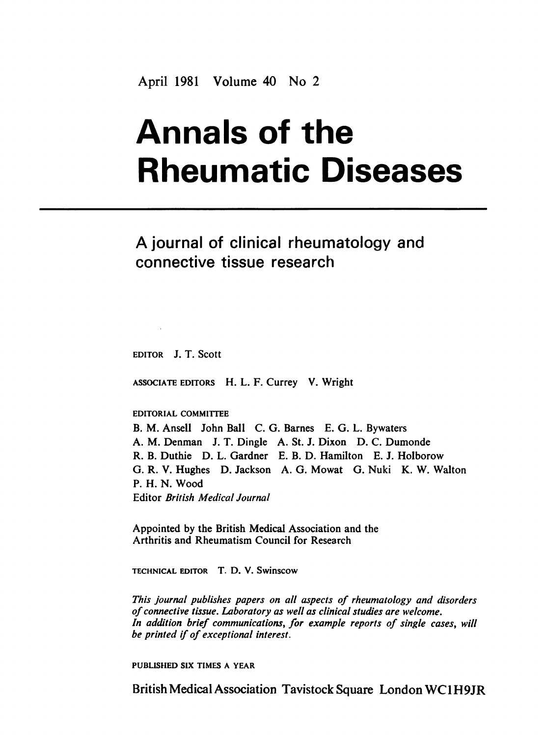April 1981 Volume 40 No 2

# Annals of the Rheumatic Diseases

## A journal of clinical rheumatology and connective tissue research

EDITOR J. T. Scott

ASSOCIATE EDITORS H. L. F. Currey V. Wright

EDITORIAL COMMITTEE
B. M. Ansell John Ball C. G. Barnes E. G. L. Bywaters
A. M. Denman J. T. Dingle A. St. J. Dixon D. C. Dumonde
R. B. Duthie D. L. Gardner E. B. D. Hamilton E. J. Holborow
G. R. V. Hughes D. Jackson A. G. Mowat G. Nuki K. W. Walton
P. H. N. Wood
Editor *British Medical Journal*

Appointed by the British Medical Association and the
Arthritis and Rheumatism Council for Research

TECHNICAL EDITOR T. D. V. Swinscow

*This journal publishes papers on all aspects of rheumatology and disorders of connective tissue. Laboratory as well as clinical studies are welcome. In addition brief communications, for example reports of single cases, will be printed if of exceptional interest.*

PUBLISHED SIX TIMES A YEAR

British Medical Association Tavistock Square London WC1H9JR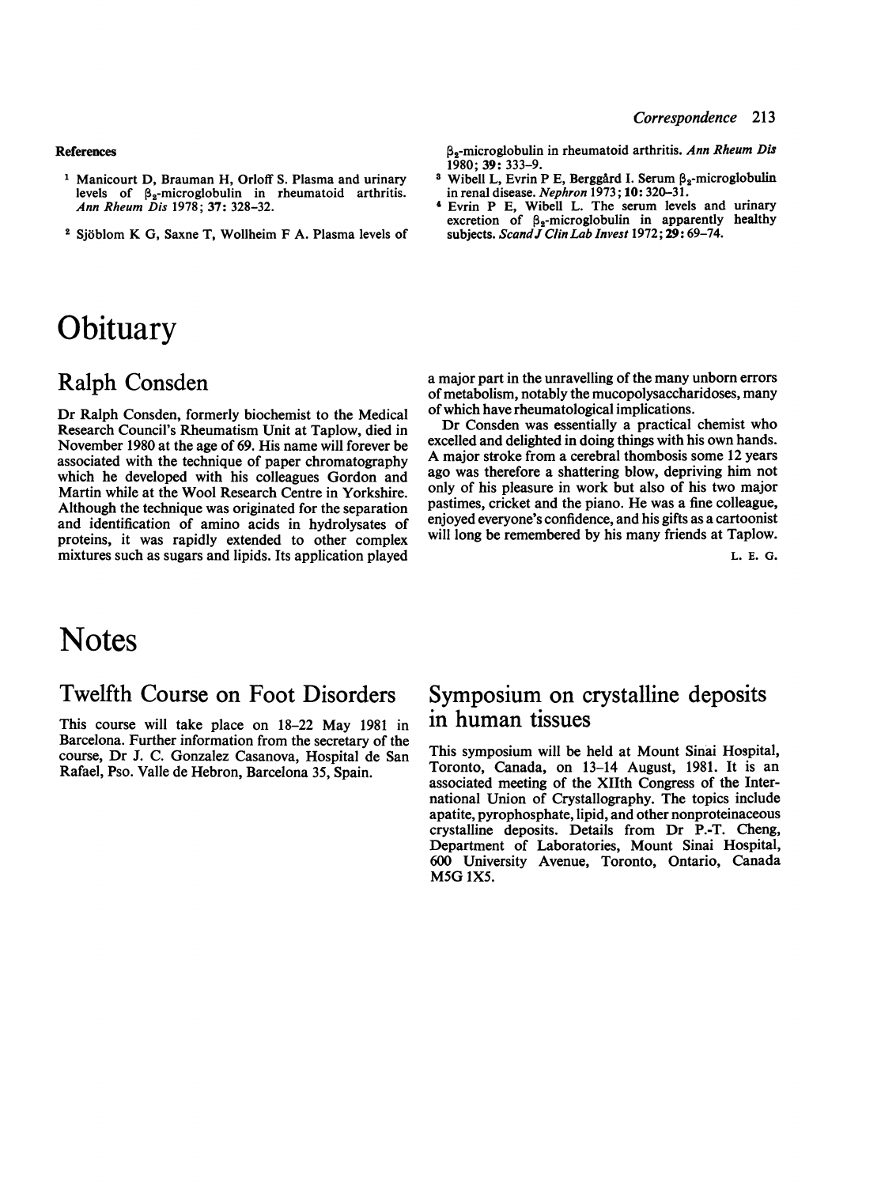**References**

1 Manicourt D, Brauman H, Orloff S. Plasma and urinary levels of $\beta_2$-microglobulin in rheumatoid arthritis. *Ann Rheum Dis* 1978; **37**: 328–32.

2 Sjöblom K G, Saxne T, Wollheim F A. Plasma levels of $\beta_2$-microglobulin in rheumatoid arthritis. *Ann Rheum Dis* 1980; **39**: 333–9.

3 Wibell L, Evrin P E, Berggård I. Serum $\beta_2$-microglobulin in renal disease. *Nephron* 1973; **10**: 320–31.

4 Evrin P E, Wibell L. The serum levels and urinary excretion of $\beta_2$-microglobulin in apparently healthy subjects. *Scand J Clin Lab Invest* 1972; **29**: 69–74.

# Obituary

## Ralph Consden

Dr Ralph Consden, formerly biochemist to the Medical Research Council's Rheumatism Unit at Taplow, died in November 1980 at the age of 69. His name will forever be associated with the technique of paper chromatography which he developed with his colleagues Gordon and Martin while at the Wool Research Centre in Yorkshire. Although the technique was originated for the separation and identification of amino acids in hydrolysates of proteins, it was rapidly extended to other complex mixtures such as sugars and lipids. Its application played a major part in the unravelling of the many unborn errors of metabolism, notably the mucopolysaccharidoses, many of which have rheumatological implications.

Dr Consden was essentially a practical chemist who excelled and delighted in doing things with his own hands. A major stroke from a cerebral thombosis some 12 years ago was therefore a shattering blow, depriving him not only of his pleasure in work but also of his two major pastimes, cricket and the piano. He was a fine colleague, enjoyed everyone's confidence, and his gifts as a cartoonist will long be remembered by his many friends at Taplow.

L. E. G.

# Notes

## Twelfth Course on Foot Disorders

This course will take place on 18–22 May 1981 in Barcelona. Further information from the secretary of the course, Dr J. C. Gonzalez Casanova, Hospital de San Rafael, Pso. Valle de Hebron, Barcelona 35, Spain.

## Symposium on crystalline deposits in human tissues

This symposium will be held at Mount Sinai Hospital, Toronto, Canada, on 13–14 August, 1981. It is an associated meeting of the XIIth Congress of the International Union of Crystallography. The topics include apatite, pyrophosphate, lipid, and other nonproteinaceous crystalline deposits. Details from Dr P.-T. Cheng, Department of Laboratories, Mount Sinai Hospital, 600 University Avenue, Toronto, Ontario, Canada M5G 1X5.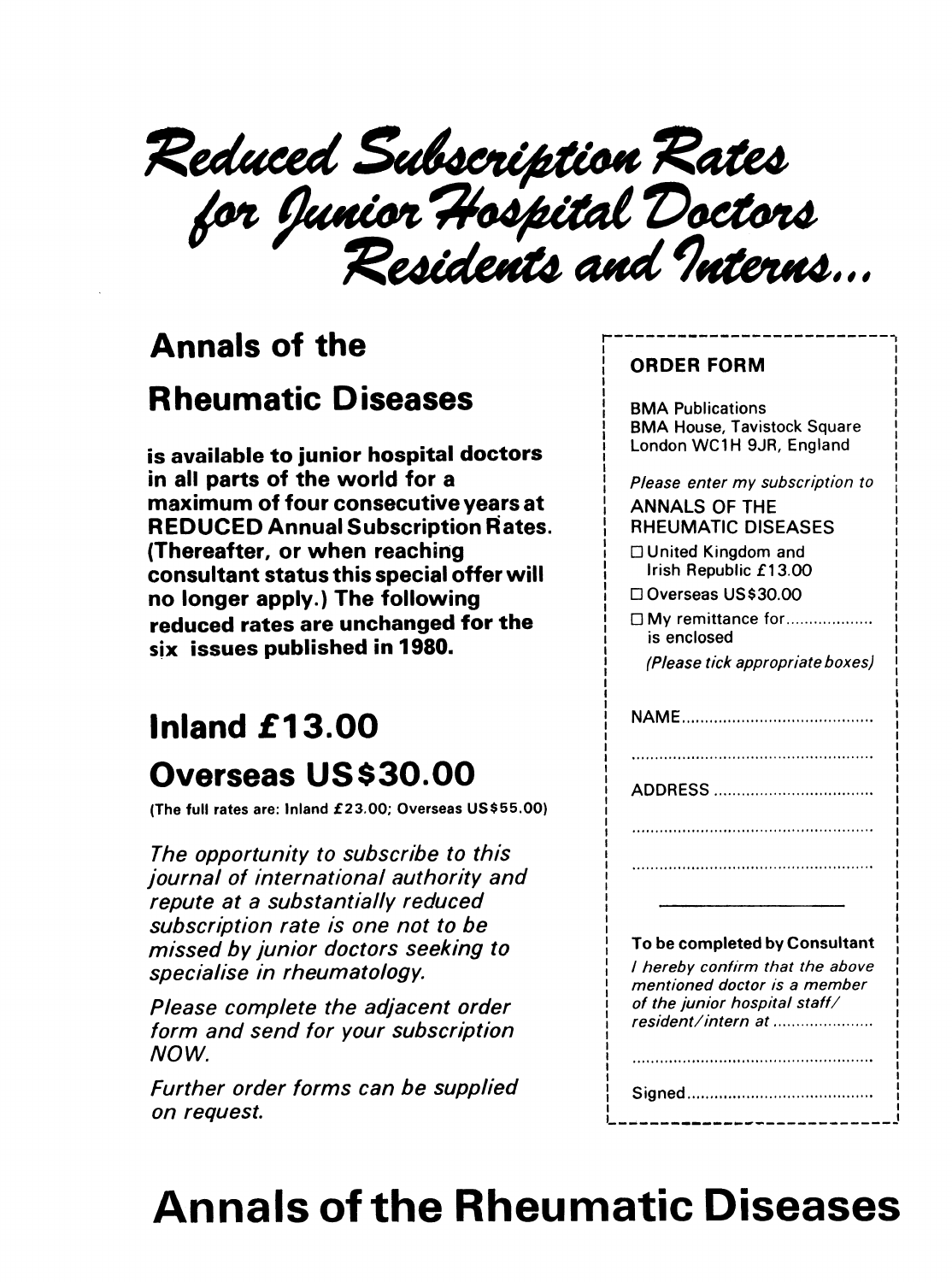# *Reduced Subscription Rates for Junior Hospital Doctors Residents and Interns...*

## Annals of the Rheumatic Diseases

**is available to junior hospital doctors in all parts of the world for a maximum of four consecutive years at REDUCED Annual Subscription Rates. (Thereafter, or when reaching consultant status this special offer will no longer apply.) The following reduced rates are unchanged for the six issues published in 1980.**

## Inland £13.00

## Overseas US$30.00

**(The full rates are: Inland £23.00; Overseas US$55.00)**

*The opportunity to subscribe to this journal of international authority and repute at a substantially reduced subscription rate is one not to be missed by junior doctors seeking to specialise in rheumatology.*

*Please complete the adjacent order form and send for your subscription NOW.*

*Further order forms can be supplied on request.*

---

**ORDER FORM**

BMA Publications
BMA House, Tavistock Square
London WC1H 9JR, England

*Please enter my subscription to*
ANNALS OF THE RHEUMATIC DISEASES

- ☐ United Kingdom and Irish Republic £13.00
- ☐ Overseas US$30.00
- ☐ My remittance for.................. is enclosed

*(Please tick appropriate boxes)*

NAME..........................................

..................................................

ADDRESS ...................................

..................................................

..................................................

**To be completed by Consultant**

*I hereby confirm that the above mentioned doctor is a member of the junior hospital staff/ resident/intern at ......................*

..................................................

Signed.........................................

---

# Annals of the Rheumatic Diseases